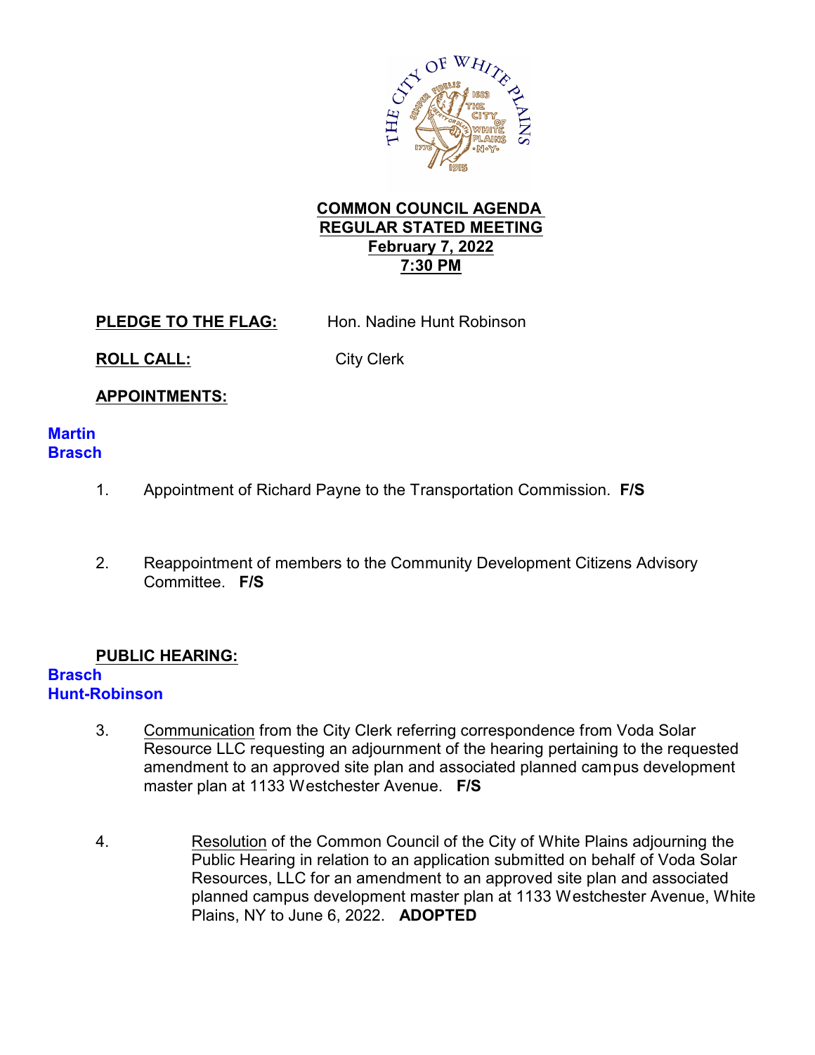**COMMON COUNCIL AGENDA**
**REGULAR STATED MEETING**
**February 7, 2022**
**7:30 PM**

**PLEDGE TO THE FLAG:** Hon. Nadine Hunt Robinson

**ROLL CALL:** City Clerk

**APPOINTMENTS:**

**Martin**
**Brasch**

1. Appointment of Richard Payne to the Transportation Commission. **F/S**

2. Reappointment of members to the Community Development Citizens Advisory Committee. **F/S**

**PUBLIC HEARING:**

**Brasch**
**Hunt-Robinson**

3. Communication from the City Clerk referring correspondence from Voda Solar Resource LLC requesting an adjournment of the hearing pertaining to the requested amendment to an approved site plan and associated planned campus development master plan at 1133 Westchester Avenue. **F/S**

4. Resolution of the Common Council of the City of White Plains adjourning the Public Hearing in relation to an application submitted on behalf of Voda Solar Resources, LLC for an amendment to an approved site plan and associated planned campus development master plan at 1133 Westchester Avenue, White Plains, NY to June 6, 2022. **ADOPTED**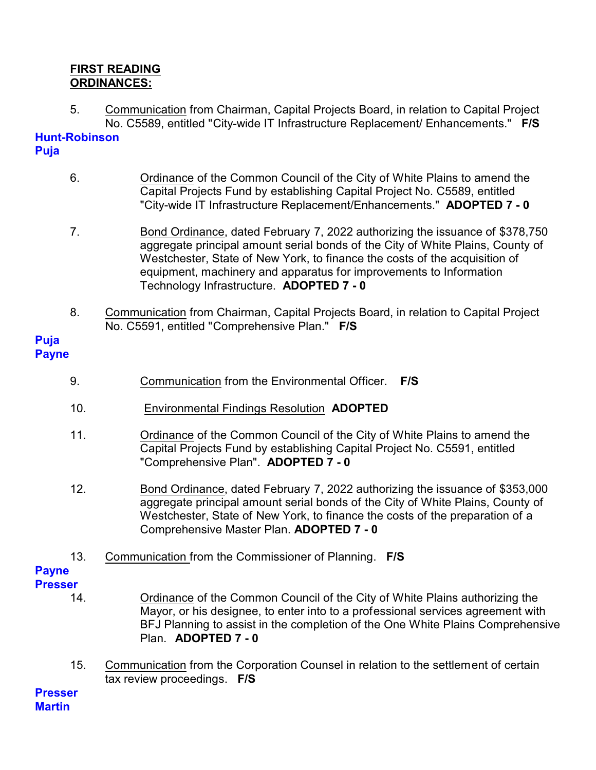**FIRST READING ORDINANCES:**

5. Communication from Chairman, Capital Projects Board, in relation to Capital Project No. C5589, entitled "City-wide IT Infrastructure Replacement/ Enhancements." **F/S**

**Hunt-Robinson**
**Puja**

6. Ordinance of the Common Council of the City of White Plains to amend the Capital Projects Fund by establishing Capital Project No. C5589, entitled "City-wide IT Infrastructure Replacement/Enhancements." **ADOPTED 7 - 0**

7. Bond Ordinance, dated February 7, 2022 authorizing the issuance of $378,750 aggregate principal amount serial bonds of the City of White Plains, County of Westchester, State of New York, to finance the costs of the acquisition of equipment, machinery and apparatus for improvements to Information Technology Infrastructure. **ADOPTED 7 - 0**

8. Communication from Chairman, Capital Projects Board, in relation to Capital Project No. C5591, entitled "Comprehensive Plan." **F/S**

**Puja**
**Payne**

9. Communication from the Environmental Officer. **F/S**

10. Environmental Findings Resolution **ADOPTED**

11. Ordinance of the Common Council of the City of White Plains to amend the Capital Projects Fund by establishing Capital Project No. C5591, entitled "Comprehensive Plan". **ADOPTED 7 - 0**

12. Bond Ordinance, dated February 7, 2022 authorizing the issuance of $353,000 aggregate principal amount serial bonds of the City of White Plains, County of Westchester, State of New York, to finance the costs of the preparation of a Comprehensive Master Plan. **ADOPTED 7 - 0**

13. Communication from the Commissioner of Planning. **F/S**

**Payne**
**Presser**

14. Ordinance of the Common Council of the City of White Plains authorizing the Mayor, or his designee, to enter into to a professional services agreement with BFJ Planning to assist in the completion of the One White Plains Comprehensive Plan. **ADOPTED 7 - 0**

15. Communication from the Corporation Counsel in relation to the settlement of certain tax review proceedings. **F/S**

**Presser**
**Martin**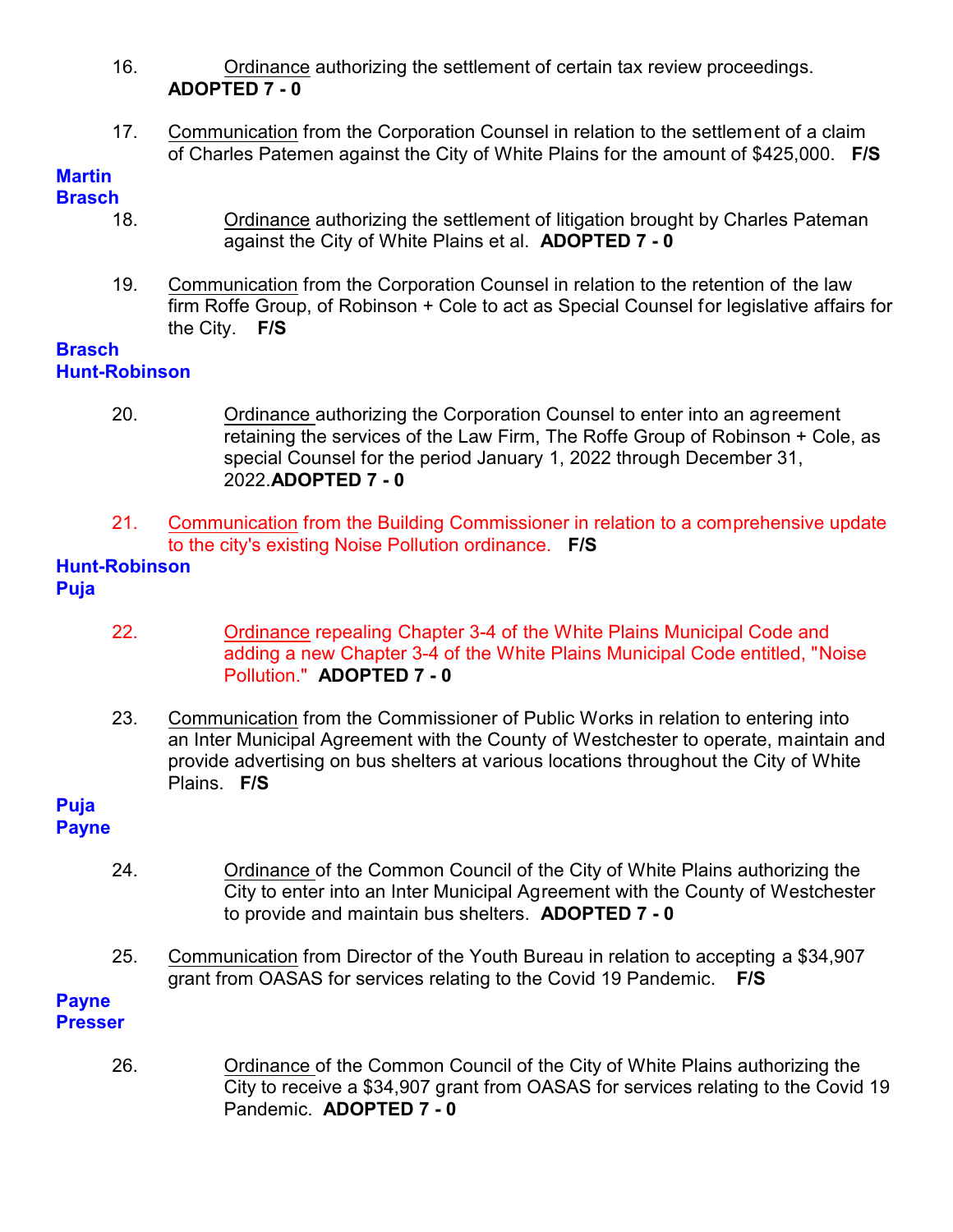16. Ordinance authorizing the settlement of certain tax review proceedings. **ADOPTED 7 - 0**

17. Communication from the Corporation Counsel in relation to the settlement of a claim of Charles Patemen against the City of White Plains for the amount of $425,000. **F/S**

**Martin**
**Brasch**

18. Ordinance authorizing the settlement of litigation brought by Charles Pateman against the City of White Plains et al. **ADOPTED 7 - 0**

19. Communication from the Corporation Counsel in relation to the retention of the law firm Roffe Group, of Robinson + Cole to act as Special Counsel for legislative affairs for the City. **F/S**

**Brasch**
**Hunt-Robinson**

20. Ordinance authorizing the Corporation Counsel to enter into an agreement retaining the services of the Law Firm, The Roffe Group of Robinson + Cole, as special Counsel for the period January 1, 2022 through December 31, 2022.**ADOPTED 7 - 0**

21. Communication from the Building Commissioner in relation to a comprehensive update to the city's existing Noise Pollution ordinance. **F/S**

**Hunt-Robinson**
**Puja**

22. Ordinance repealing Chapter 3-4 of the White Plains Municipal Code and adding a new Chapter 3-4 of the White Plains Municipal Code entitled, "Noise Pollution." **ADOPTED 7 - 0**

23. Communication from the Commissioner of Public Works in relation to entering into an Inter Municipal Agreement with the County of Westchester to operate, maintain and provide advertising on bus shelters at various locations throughout the City of White Plains. **F/S**

**Puja**
**Payne**

24. Ordinance of the Common Council of the City of White Plains authorizing the City to enter into an Inter Municipal Agreement with the County of Westchester to provide and maintain bus shelters. **ADOPTED 7 - 0**

25. Communication from Director of the Youth Bureau in relation to accepting a $34,907 grant from OASAS for services relating to the Covid 19 Pandemic. **F/S**

**Payne**
**Presser**

26. Ordinance of the Common Council of the City of White Plains authorizing the City to receive a $34,907 grant from OASAS for services relating to the Covid 19 Pandemic. **ADOPTED 7 - 0**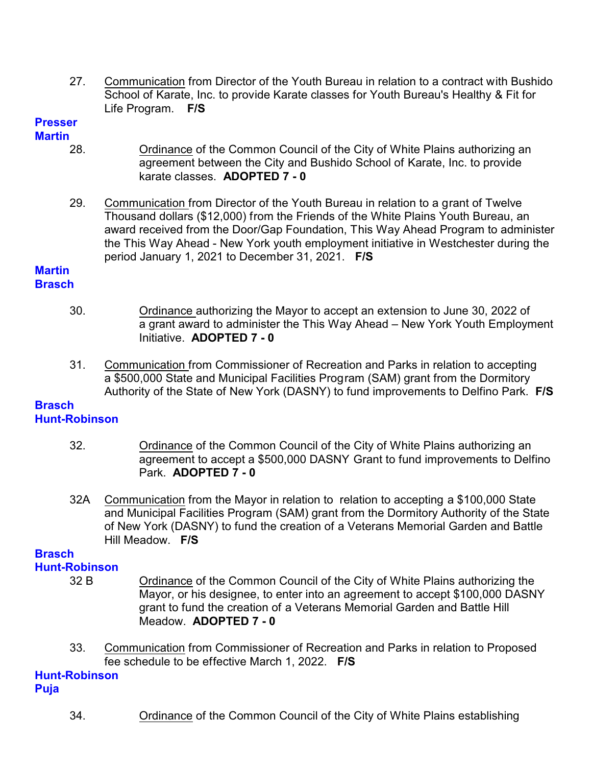27. Communication from Director of the Youth Bureau in relation to a contract with Bushido School of Karate, Inc. to provide Karate classes for Youth Bureau's Healthy & Fit for Life Program. **F/S**

**Presser**
**Martin**

28. Ordinance of the Common Council of the City of White Plains authorizing an agreement between the City and Bushido School of Karate, Inc. to provide karate classes. **ADOPTED 7 - 0**

29. Communication from Director of the Youth Bureau in relation to a grant of Twelve Thousand dollars ($12,000) from the Friends of the White Plains Youth Bureau, an award received from the Door/Gap Foundation, This Way Ahead Program to administer the This Way Ahead - New York youth employment initiative in Westchester during the period January 1, 2021 to December 31, 2021. **F/S**

**Martin**
**Brasch**

30. Ordinance authorizing the Mayor to accept an extension to June 30, 2022 of a grant award to administer the This Way Ahead – New York Youth Employment Initiative. **ADOPTED 7 - 0**

31. Communication from Commissioner of Recreation and Parks in relation to accepting a $500,000 State and Municipal Facilities Program (SAM) grant from the Dormitory Authority of the State of New York (DASNY) to fund improvements to Delfino Park. **F/S**

**Brasch**
**Hunt-Robinson**

32. Ordinance of the Common Council of the City of White Plains authorizing an agreement to accept a $500,000 DASNY Grant to fund improvements to Delfino Park. **ADOPTED 7 - 0**

32A Communication from the Mayor in relation to relation to accepting a $100,000 State and Municipal Facilities Program (SAM) grant from the Dormitory Authority of the State of New York (DASNY) to fund the creation of a Veterans Memorial Garden and Battle Hill Meadow. **F/S**

**Brasch**
**Hunt-Robinson**

32 B Ordinance of the Common Council of the City of White Plains authorizing the Mayor, or his designee, to enter into an agreement to accept $100,000 DASNY grant to fund the creation of a Veterans Memorial Garden and Battle Hill Meadow. **ADOPTED 7 - 0**

33. Communication from Commissioner of Recreation and Parks in relation to Proposed fee schedule to be effective March 1, 2022. **F/S**

**Hunt-Robinson**
**Puja**

34. Ordinance of the Common Council of the City of White Plains establishing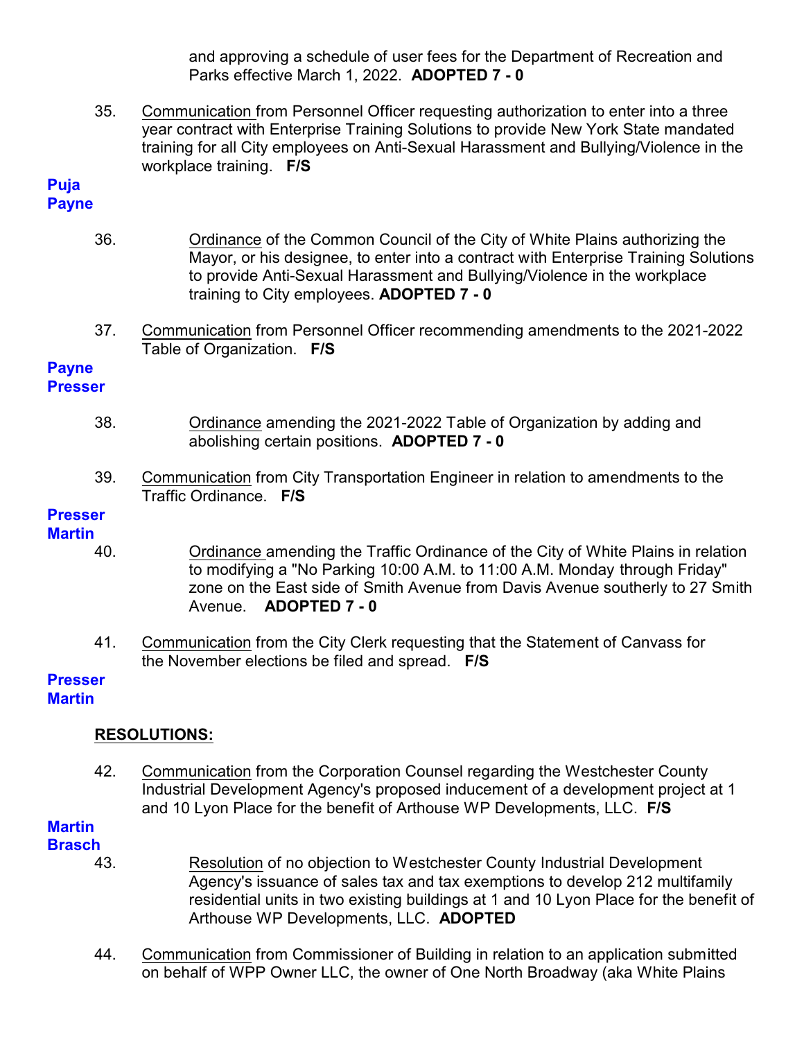and approving a schedule of user fees for the Department of Recreation and Parks effective March 1, 2022. **ADOPTED 7 - 0**

35. Communication from Personnel Officer requesting authorization to enter into a three year contract with Enterprise Training Solutions to provide New York State mandated training for all City employees on Anti-Sexual Harassment and Bullying/Violence in the workplace training. **F/S**

**Puja**
**Payne**

36. Ordinance of the Common Council of the City of White Plains authorizing the Mayor, or his designee, to enter into a contract with Enterprise Training Solutions to provide Anti-Sexual Harassment and Bullying/Violence in the workplace training to City employees. **ADOPTED 7 - 0**

37. Communication from Personnel Officer recommending amendments to the 2021-2022 Table of Organization. **F/S**

**Payne**
**Presser**

38. Ordinance amending the 2021-2022 Table of Organization by adding and abolishing certain positions. **ADOPTED 7 - 0**

39. Communication from City Transportation Engineer in relation to amendments to the Traffic Ordinance. **F/S**

**Presser**
**Martin**

40. Ordinance amending the Traffic Ordinance of the City of White Plains in relation to modifying a "No Parking 10:00 A.M. to 11:00 A.M. Monday through Friday" zone on the East side of Smith Avenue from Davis Avenue southerly to 27 Smith Avenue. **ADOPTED 7 - 0**

41. Communication from the City Clerk requesting that the Statement of Canvass for the November elections be filed and spread. **F/S**

**Presser**
**Martin**

**RESOLUTIONS:**

42. Communication from the Corporation Counsel regarding the Westchester County Industrial Development Agency's proposed inducement of a development project at 1 and 10 Lyon Place for the benefit of Arthouse WP Developments, LLC. **F/S**

**Martin**
**Brasch**

43. Resolution of no objection to Westchester County Industrial Development Agency's issuance of sales tax and tax exemptions to develop 212 multifamily residential units in two existing buildings at 1 and 10 Lyon Place for the benefit of Arthouse WP Developments, LLC. **ADOPTED**

44. Communication from Commissioner of Building in relation to an application submitted on behalf of WPP Owner LLC, the owner of One North Broadway (aka White Plains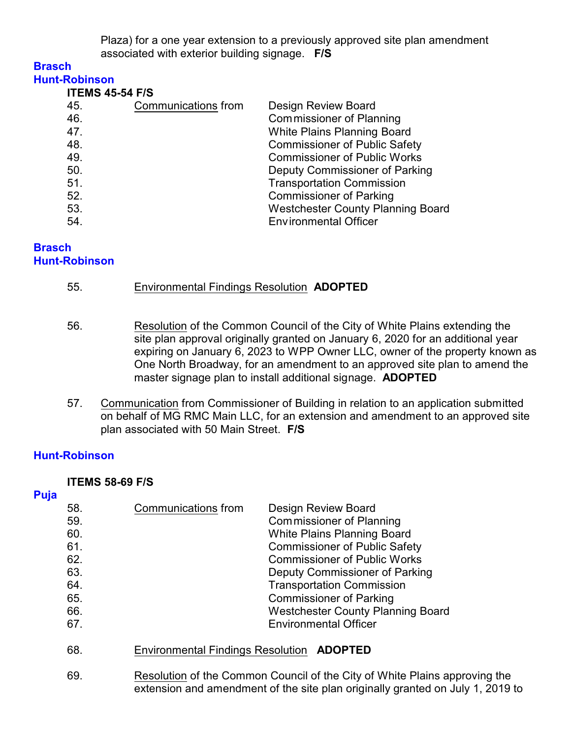Plaza) for a one year extension to a previously approved site plan amendment associated with exterior building signage. **F/S**

**Brasch**
**Hunt-Robinson**

**ITEMS 45-54 F/S**

45. Communications from Design Review Board
46. Commissioner of Planning
47. White Plains Planning Board
48. Commissioner of Public Safety
49. Commissioner of Public Works
50. Deputy Commissioner of Parking
51. Transportation Commission
52. Commissioner of Parking
53. Westchester County Planning Board
54. Environmental Officer

**Brasch**
**Hunt-Robinson**

55. Environmental Findings Resolution **ADOPTED**

56. Resolution of the Common Council of the City of White Plains extending the site plan approval originally granted on January 6, 2020 for an additional year expiring on January 6, 2023 to WPP Owner LLC, owner of the property known as One North Broadway, for an amendment to an approved site plan to amend the master signage plan to install additional signage. **ADOPTED**

57. Communication from Commissioner of Building in relation to an application submitted on behalf of MG RMC Main LLC, for an extension and amendment to an approved site plan associated with 50 Main Street. **F/S**

**Hunt-Robinson**

**ITEMS 58-69 F/S**

**Puja**

58. Communications from Design Review Board
59. Commissioner of Planning
60. White Plains Planning Board
61. Commissioner of Public Safety
62. Commissioner of Public Works
63. Deputy Commissioner of Parking
64. Transportation Commission
65. Commissioner of Parking
66. Westchester County Planning Board
67. Environmental Officer

68. Environmental Findings Resolution **ADOPTED**

69. Resolution of the Common Council of the City of White Plains approving the extension and amendment of the site plan originally granted on July 1, 2019 to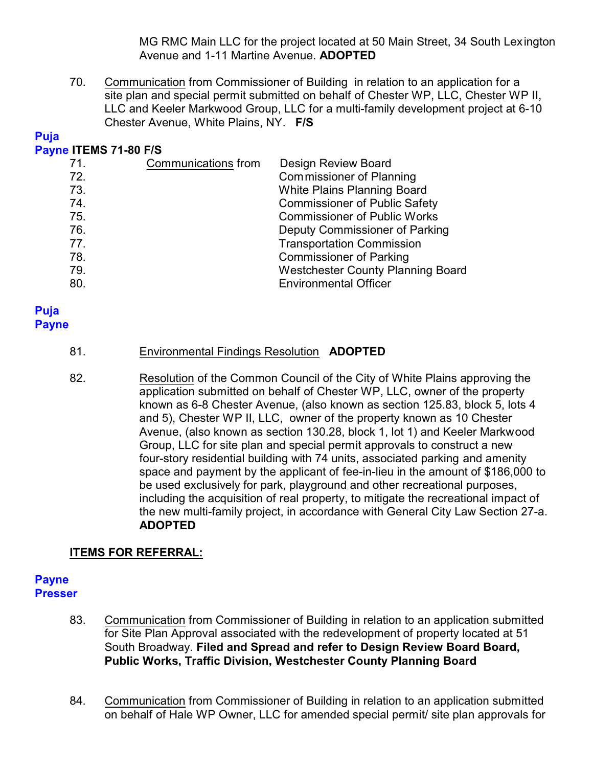MG RMC Main LLC for the project located at 50 Main Street, 34 South Lexington Avenue and 1-11 Martine Avenue. **ADOPTED**

70. Communication from Commissioner of Building in relation to an application for a site plan and special permit submitted on behalf of Chester WP, LLC, Chester WP II, LLC and Keeler Markwood Group, LLC for a multi-family development project at 6-10 Chester Avenue, White Plains, NY. **F/S**

**Puja**
**Payne ITEMS 71-80 F/S**

| | | |
|---|---|---|
| 71. | Communications from | Design Review Board |
| 72. | | Commissioner of Planning |
| 73. | | White Plains Planning Board |
| 74. | | Commissioner of Public Safety |
| 75. | | Commissioner of Public Works |
| 76. | | Deputy Commissioner of Parking |
| 77. | | Transportation Commission |
| 78. | | Commissioner of Parking |
| 79. | | Westchester County Planning Board |
| 80. | | Environmental Officer |

**Puja**
**Payne**

81. Environmental Findings Resolution **ADOPTED**

82. Resolution of the Common Council of the City of White Plains approving the application submitted on behalf of Chester WP, LLC, owner of the property known as 6-8 Chester Avenue, (also known as section 125.83, block 5, lots 4 and 5), Chester WP II, LLC, owner of the property known as 10 Chester Avenue, (also known as section 130.28, block 1, lot 1) and Keeler Markwood Group, LLC for site plan and special permit approvals to construct a new four-story residential building with 74 units, associated parking and amenity space and payment by the applicant of fee-in-lieu in the amount of $186,000 to be used exclusively for park, playground and other recreational purposes, including the acquisition of real property, to mitigate the recreational impact of the new multi-family project, in accordance with General City Law Section 27-a. **ADOPTED**

**ITEMS FOR REFERRAL:**

**Payne**
**Presser**

83. Communication from Commissioner of Building in relation to an application submitted for Site Plan Approval associated with the redevelopment of property located at 51 South Broadway. **Filed and Spread and refer to Design Review Board Board, Public Works, Traffic Division, Westchester County Planning Board**

84. Communication from Commissioner of Building in relation to an application submitted on behalf of Hale WP Owner, LLC for amended special permit/ site plan approvals for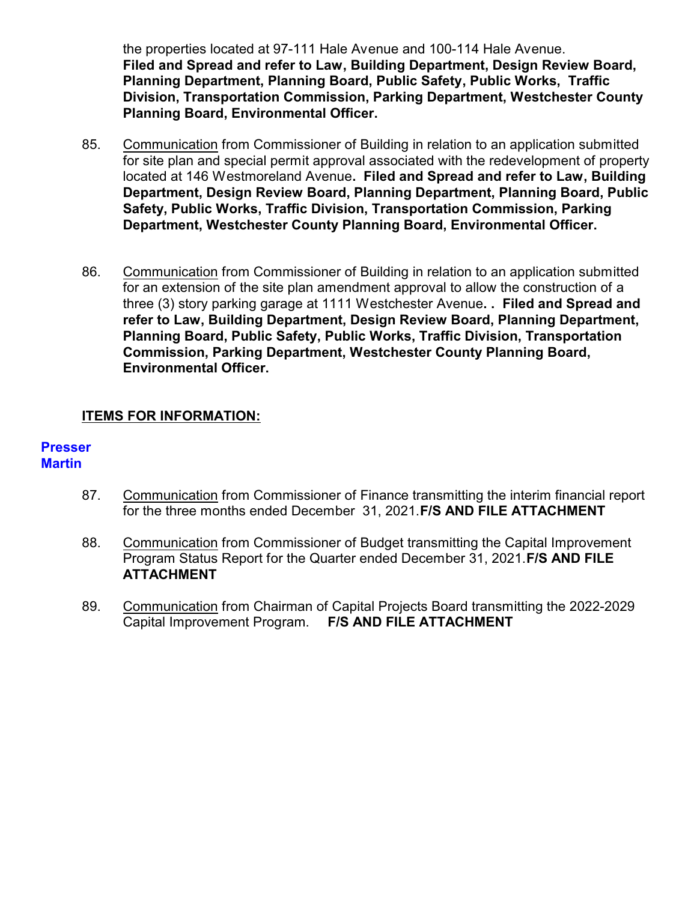the properties located at 97-111 Hale Avenue and 100-114 Hale Avenue. **Filed and Spread and refer to Law, Building Department, Design Review Board, Planning Department, Planning Board, Public Safety, Public Works, Traffic Division, Transportation Commission, Parking Department, Westchester County Planning Board, Environmental Officer.**

85. Communication from Commissioner of Building in relation to an application submitted for site plan and special permit approval associated with the redevelopment of property located at 146 Westmoreland Avenue**. Filed and Spread and refer to Law, Building Department, Design Review Board, Planning Department, Planning Board, Public Safety, Public Works, Traffic Division, Transportation Commission, Parking Department, Westchester County Planning Board, Environmental Officer.**

86. Communication from Commissioner of Building in relation to an application submitted for an extension of the site plan amendment approval to allow the construction of a three (3) story parking garage at 1111 Westchester Avenue**. . Filed and Spread and refer to Law, Building Department, Design Review Board, Planning Department, Planning Board, Public Safety, Public Works, Traffic Division, Transportation Commission, Parking Department, Westchester County Planning Board, Environmental Officer.**

**ITEMS FOR INFORMATION:**

**Presser**
**Martin**

87. Communication from Commissioner of Finance transmitting the interim financial report for the three months ended December 31, 2021.**F/S AND FILE ATTACHMENT**

88. Communication from Commissioner of Budget transmitting the Capital Improvement Program Status Report for the Quarter ended December 31, 2021.**F/S AND FILE ATTACHMENT**

89. Communication from Chairman of Capital Projects Board transmitting the 2022-2029 Capital Improvement Program. **F/S AND FILE ATTACHMENT**